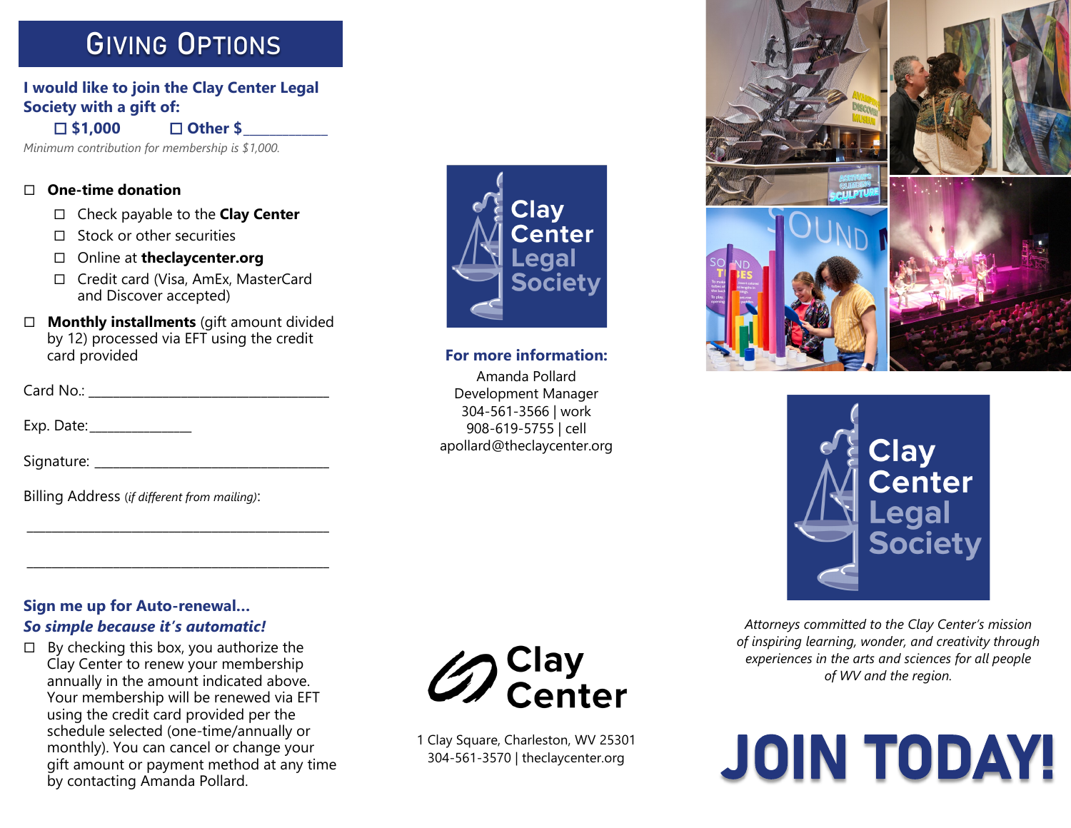# Giving Options

**I would like to join the Clay Center Legal Society with a gift of:**

☐ **$1,000** ☐ **Other $__________**

*Minimum contribution for membership is $1,000.*

- ☐ **One-time donation**
  - ☐ Check payable to the **Clay Center**
  - ☐ Stock or other securities
  - ☐ Online at **theclaycenter.org**
  - ☐ Credit card (Visa, AmEx, MasterCard and Discover accepted)
- ☐ **Monthly installments** (gift amount divided by 12) processed via EFT using the credit card provided

Card No.: ______________________________

Exp. Date: _____________

Signature: ______________________________

Billing Address (*if different from mailing*):

______________________________________

______________________________________

**Sign me up for Auto-renewal...**
***So simple because it's automatic!***

☐ By checking this box, you authorize the Clay Center to renew your membership annually in the amount indicated above. Your membership will be renewed via EFT using the credit card provided per the schedule selected (one-time/annually or monthly). You can cancel or change your gift amount or payment method at any time by contacting Amanda Pollard.

Clay Center Legal Society

**For more information:**

Amanda Pollard
Development Manager
304-561-3566 | work
908-619-5755 | cell
apollard@theclaycenter.org

Clay Center

1 Clay Square, Charleston, WV 25301
304-561-3570 | theclaycenter.org

Clay Center Legal Society

*Attorneys committed to the Clay Center's mission of inspiring learning, wonder, and creativity through experiences in the arts and sciences for all people of WV and the region.*

# JOIN TODAY!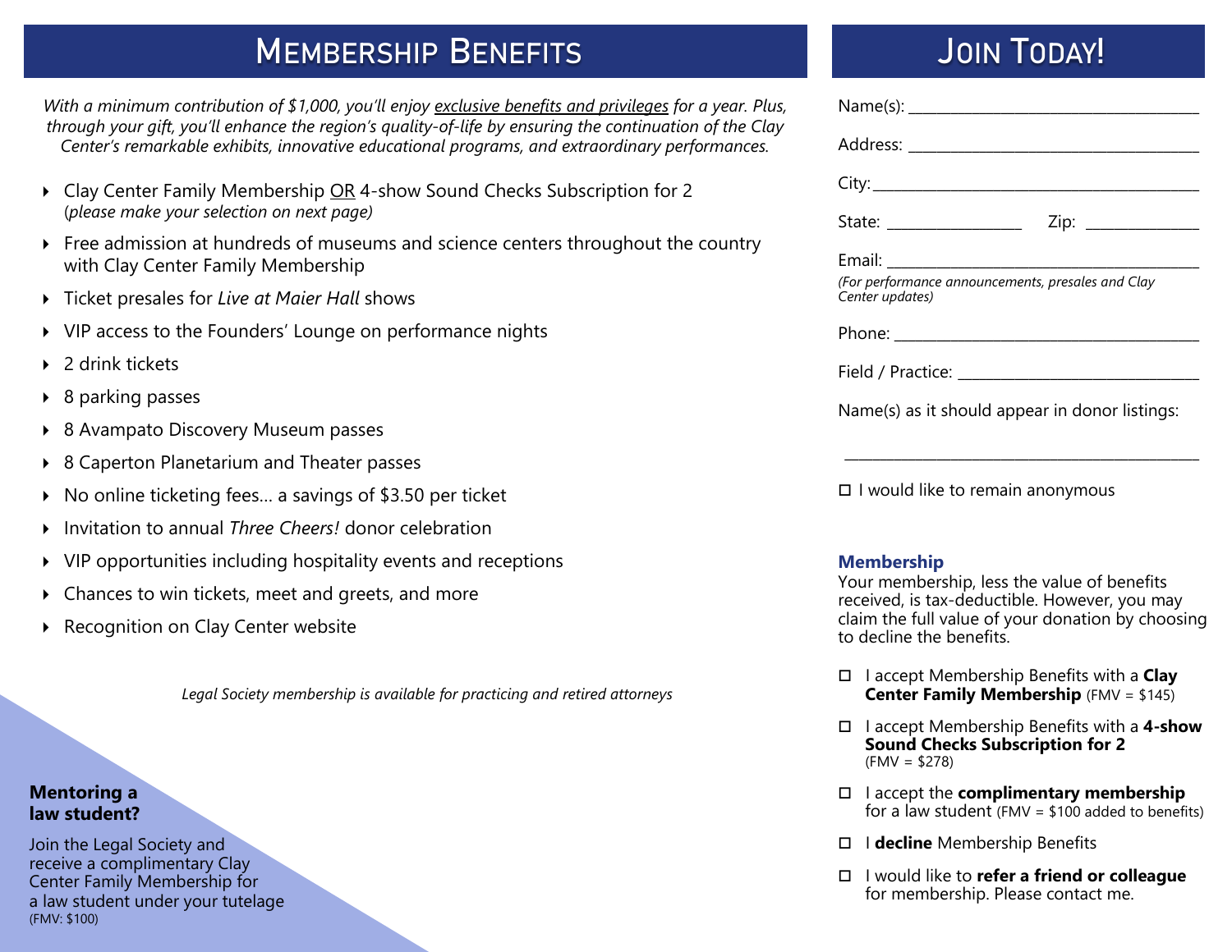# Membership Benefits

*With a minimum contribution of $1,000, you'll enjoy exclusive benefits and privileges for a year. Plus, through your gift, you'll enhance the region's quality-of-life by ensuring the continuation of the Clay Center's remarkable exhibits, innovative educational programs, and extraordinary performances.*

- Clay Center Family Membership OR 4-show Sound Checks Subscription for 2 (*please make your selection on next page)*
- Free admission at hundreds of museums and science centers throughout the country with Clay Center Family Membership
- Ticket presales for *Live at Maier Hall* shows
- VIP access to the Founders' Lounge on performance nights
- 2 drink tickets
- 8 parking passes
- 8 Avampato Discovery Museum passes
- 8 Caperton Planetarium and Theater passes
- No online ticketing fees… a savings of $3.50 per ticket
- Invitation to annual *Three Cheers!* donor celebration
- VIP opportunities including hospitality events and receptions
- Chances to win tickets, meet and greets, and more
- Recognition on Clay Center website

*Legal Society membership is available for practicing and retired attorneys*

**Mentoring a law student?**

Join the Legal Society and receive a complimentary Clay Center Family Membership for a law student under your tutelage (FMV: $100)

# Join Today!

Name(s): ______________________________

Address: ______________________________

City: ______________________________

State: ______________ Zip: ______________

Email: ______________________________
*(For performance announcements, presales and Clay Center updates)*

Phone: ______________________________

Field / Practice: ______________________________

Name(s) as it should appear in donor listings:

______________________________

☐ I would like to remain anonymous

### Membership

Your membership, less the value of benefits received, is tax-deductible. However, you may claim the full value of your donation by choosing to decline the benefits.

- ☐ I accept Membership Benefits with a **Clay Center Family Membership** (FMV = $145)
- ☐ I accept Membership Benefits with a **4-show Sound Checks Subscription for 2** (FMV = $278)
- ☐ I accept the **complimentary membership** for a law student (FMV = $100 added to benefits)
- ☐ I **decline** Membership Benefits
- ☐ I would like to **refer a friend or colleague** for membership. Please contact me.